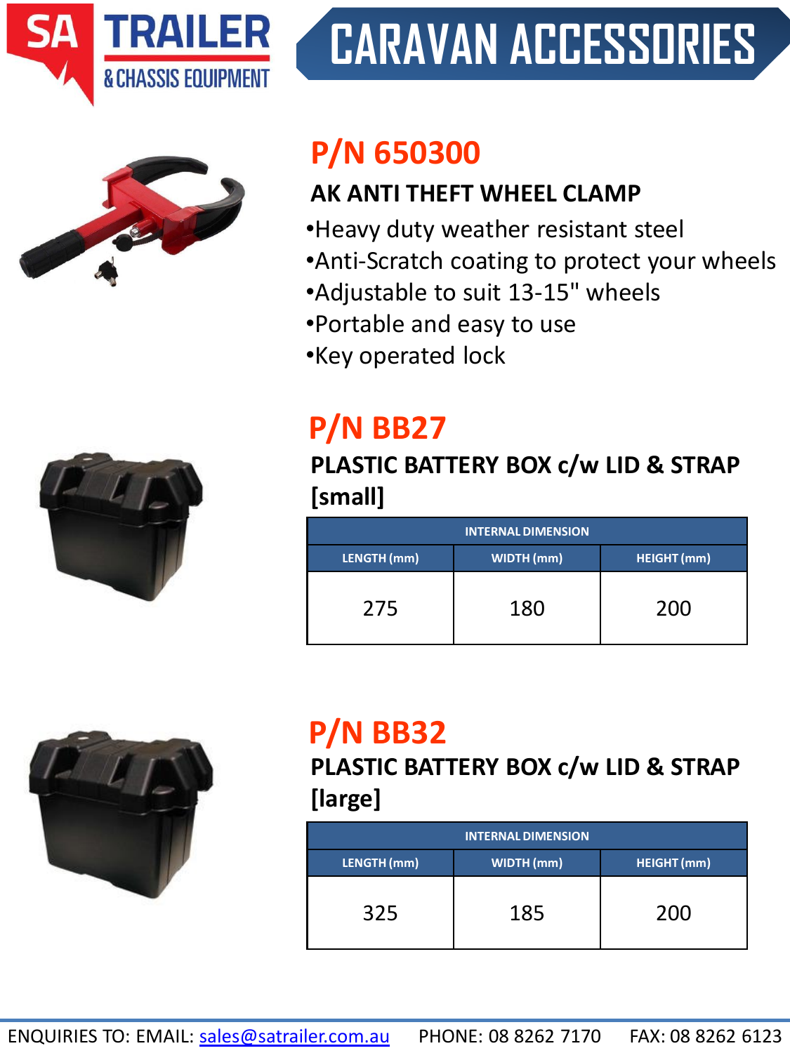# CARAVAN ACCESSORIES

SA TRAILER & CHASSIS EQUIPMENT

## P/N 650300

### AK ANTI THEFT WHEEL CLAMP

- Heavy duty weather resistant steel
- Anti-Scratch coating to protect your wheels
- Adjustable to suit 13-15" wheels
- Portable and easy to use
- Key operated lock

## P/N BB27

### PLASTIC BATTERY BOX c/w LID & STRAP [small]

| INTERNAL DIMENSION | | |
|---|---|---|
| LENGTH (mm) | WIDTH (mm) | HEIGHT (mm) |
| 275 | 180 | 200 |

## P/N BB32

### PLASTIC BATTERY BOX c/w LID & STRAP [large]

| INTERNAL DIMENSION | | |
|---|---|---|
| LENGTH (mm) | WIDTH (mm) | HEIGHT (mm) |
| 325 | 185 | 200 |

ENQUIRIES TO: EMAIL: sales@satrailer.com.au PHONE: 08 8262 7170 FAX: 08 8262 6123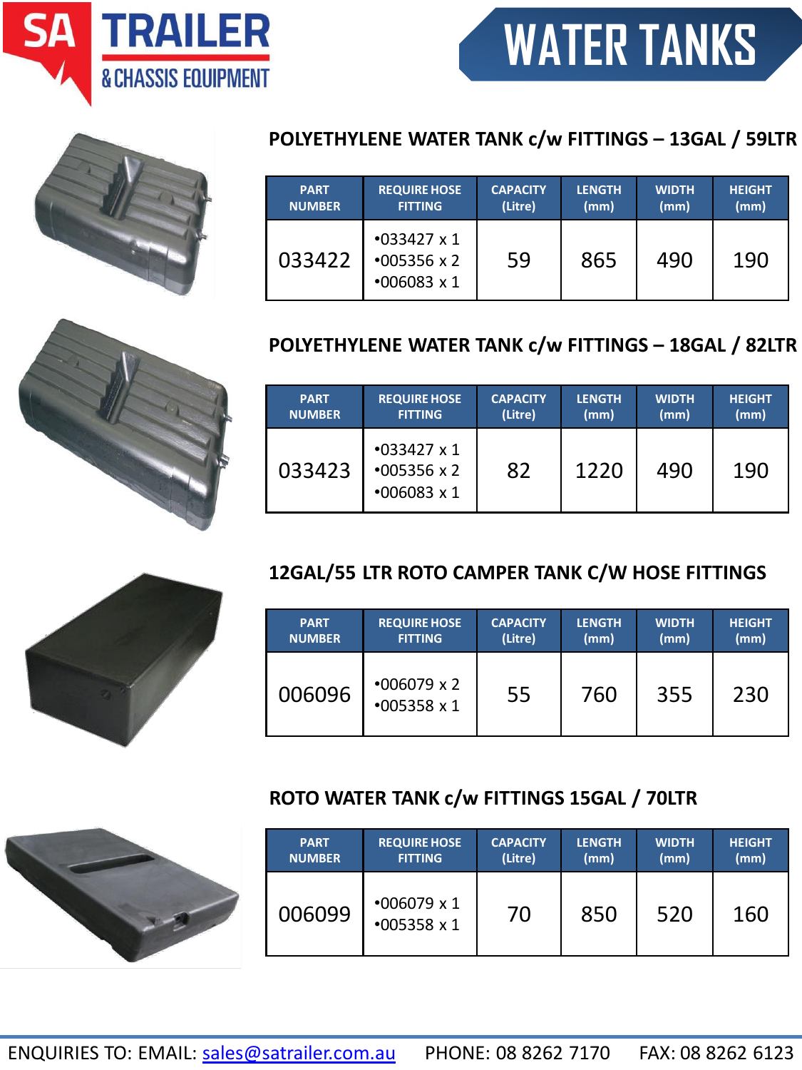SA TRAILER & CHASSIS EQUIPMENT

# WATER TANKS

## POLYETHYLENE WATER TANK c/w FITTINGS – 13GAL / 59LTR

| PART NUMBER | REQUIRE HOSE FITTING | CAPACITY (Litre) | LENGTH (mm) | WIDTH (mm) | HEIGHT (mm) |
|---|---|---|---|---|---|
| 033422 | •033427 x 1<br>•005356 x 2<br>•006083 x 1 | 59 | 865 | 490 | 190 |

## POLYETHYLENE WATER TANK c/w FITTINGS – 18GAL / 82LTR

| PART NUMBER | REQUIRE HOSE FITTING | CAPACITY (Litre) | LENGTH (mm) | WIDTH (mm) | HEIGHT (mm) |
|---|---|---|---|---|---|
| 033423 | •033427 x 1<br>•005356 x 2<br>•006083 x 1 | 82 | 1220 | 490 | 190 |

## 12GAL/55 LTR ROTO CAMPER TANK C/W HOSE FITTINGS

| PART NUMBER | REQUIRE HOSE FITTING | CAPACITY (Litre) | LENGTH (mm) | WIDTH (mm) | HEIGHT (mm) |
|---|---|---|---|---|---|
| 006096 | •006079 x 2<br>•005358 x 1 | 55 | 760 | 355 | 230 |

## ROTO WATER TANK c/w FITTINGS 15GAL / 70LTR

| PART NUMBER | REQUIRE HOSE FITTING | CAPACITY (Litre) | LENGTH (mm) | WIDTH (mm) | HEIGHT (mm) |
|---|---|---|---|---|---|
| 006099 | •006079 x 1<br>•005358 x 1 | 70 | 850 | 520 | 160 |

ENQUIRIES TO: EMAIL: sales@satrailer.com.au PHONE: 08 8262 7170 FAX: 08 8262 6123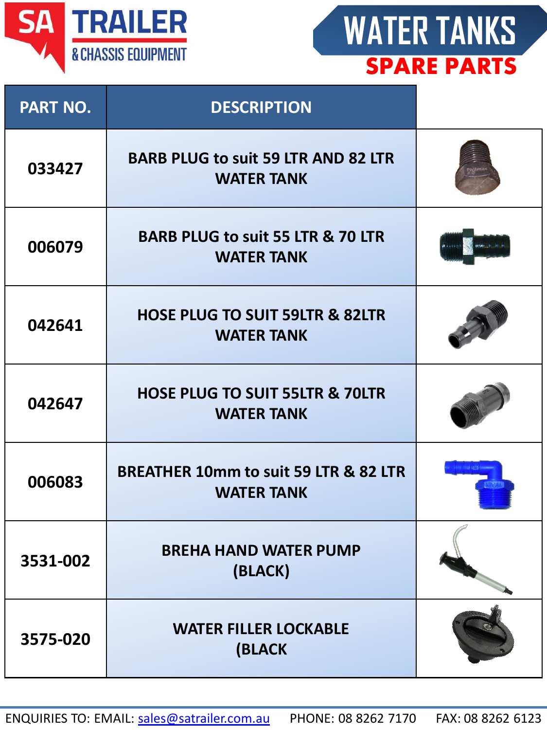SA TRAILER & CHASSIS EQUIPMENT

# WATER TANKS
## SPARE PARTS

| PART NO. | DESCRIPTION | |
|---|---|---|
| 033427 | BARB PLUG to suit 59 LTR AND 82 LTR WATER TANK | |
| 006079 | BARB PLUG to suit 55 LTR & 70 LTR WATER TANK | |
| 042641 | HOSE PLUG TO SUIT 59LTR & 82LTR WATER TANK | |
| 042647 | HOSE PLUG TO SUIT 55LTR & 70LTR WATER TANK | |
| 006083 | BREATHER 10mm to suit 59 LTR & 82 LTR WATER TANK | |
| 3531-002 | BREHA HAND WATER PUMP (BLACK) | |
| 3575-020 | WATER FILLER LOCKABLE (BLACK | |

ENQUIRIES TO: EMAIL: sales@satrailer.com.au PHONE: 08 8262 7170 FAX: 08 8262 6123